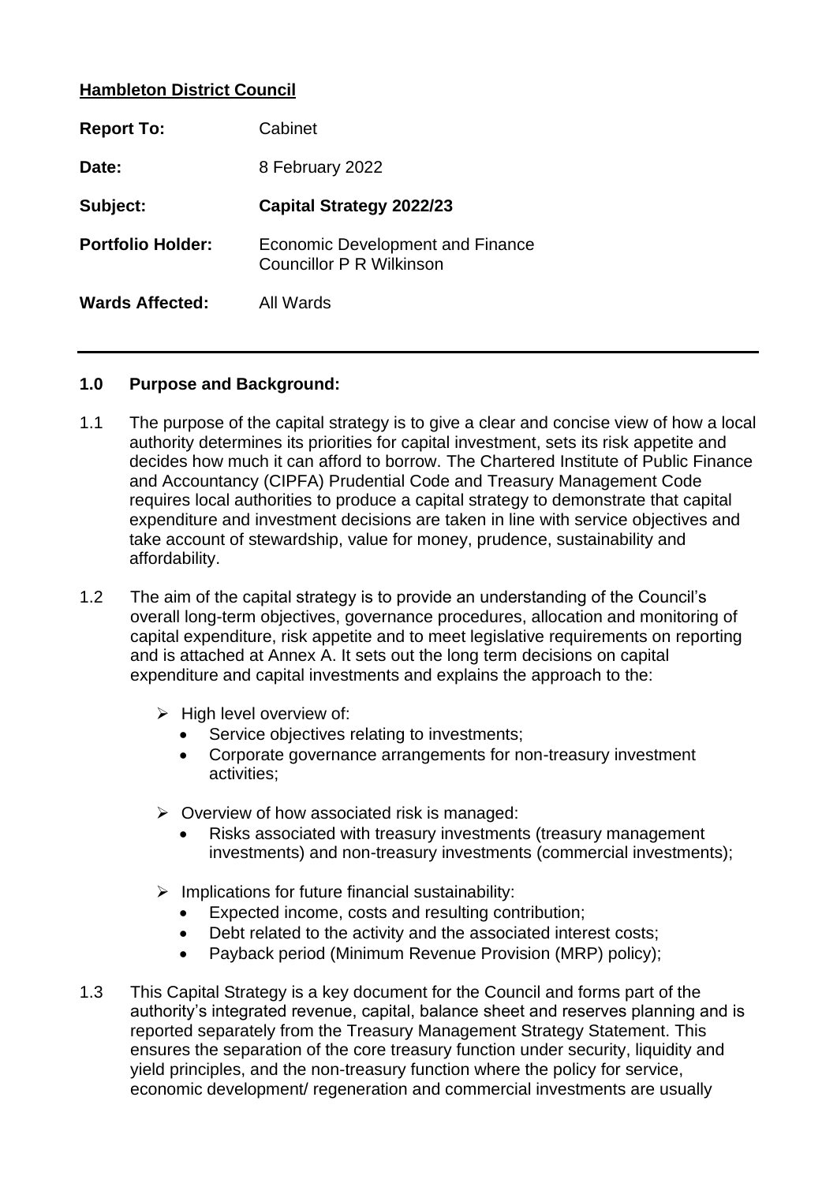**Hambleton District Council**

| | |
|---|---|
| **Report To:** | Cabinet |
| **Date:** | 8 February 2022 |
| **Subject:** | **Capital Strategy 2022/23** |
| **Portfolio Holder:** | Economic Development and Finance<br>Councillor P R Wilkinson |
| **Wards Affected:** | All Wards |

---

## 1.0 Purpose and Background:

1.1 The purpose of the capital strategy is to give a clear and concise view of how a local authority determines its priorities for capital investment, sets its risk appetite and decides how much it can afford to borrow. The Chartered Institute of Public Finance and Accountancy (CIPFA) Prudential Code and Treasury Management Code requires local authorities to produce a capital strategy to demonstrate that capital expenditure and investment decisions are taken in line with service objectives and take account of stewardship, value for money, prudence, sustainability and affordability.

1.2 The aim of the capital strategy is to provide an understanding of the Council's overall long-term objectives, governance procedures, allocation and monitoring of capital expenditure, risk appetite and to meet legislative requirements on reporting and is attached at Annex A. It sets out the long term decisions on capital expenditure and capital investments and explains the approach to the:

- ➢ High level overview of:
  - Service objectives relating to investments;
  - Corporate governance arrangements for non-treasury investment activities;
- ➢ Overview of how associated risk is managed:
  - Risks associated with treasury investments (treasury management investments) and non-treasury investments (commercial investments);
- ➢ Implications for future financial sustainability:
  - Expected income, costs and resulting contribution;
  - Debt related to the activity and the associated interest costs;
  - Payback period (Minimum Revenue Provision (MRP) policy);

1.3 This Capital Strategy is a key document for the Council and forms part of the authority's integrated revenue, capital, balance sheet and reserves planning and is reported separately from the Treasury Management Strategy Statement. This ensures the separation of the core treasury function under security, liquidity and yield principles, and the non-treasury function where the policy for service, economic development/ regeneration and commercial investments are usually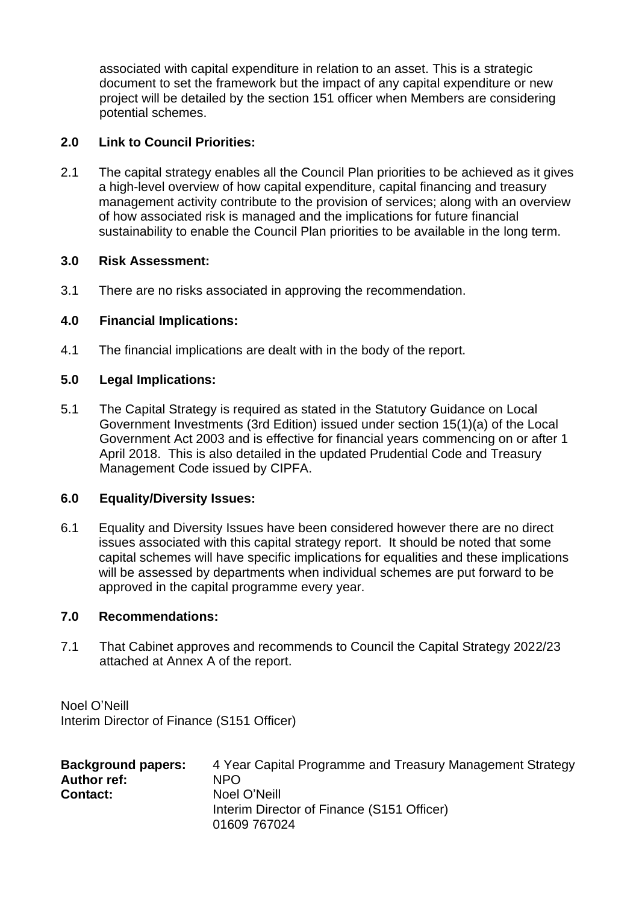associated with capital expenditure in relation to an asset. This is a strategic document to set the framework but the impact of any capital expenditure or new project will be detailed by the section 151 officer when Members are considering potential schemes.

## 2.0 Link to Council Priorities:

2.1 The capital strategy enables all the Council Plan priorities to be achieved as it gives a high-level overview of how capital expenditure, capital financing and treasury management activity contribute to the provision of services; along with an overview of how associated risk is managed and the implications for future financial sustainability to enable the Council Plan priorities to be available in the long term.

## 3.0 Risk Assessment:

3.1 There are no risks associated in approving the recommendation.

## 4.0 Financial Implications:

4.1 The financial implications are dealt with in the body of the report.

## 5.0 Legal Implications:

5.1 The Capital Strategy is required as stated in the Statutory Guidance on Local Government Investments (3rd Edition) issued under section 15(1)(a) of the Local Government Act 2003 and is effective for financial years commencing on or after 1 April 2018. This is also detailed in the updated Prudential Code and Treasury Management Code issued by CIPFA.

## 6.0 Equality/Diversity Issues:

6.1 Equality and Diversity Issues have been considered however there are no direct issues associated with this capital strategy report. It should be noted that some capital schemes will have specific implications for equalities and these implications will be assessed by departments when individual schemes are put forward to be approved in the capital programme every year.

## 7.0 Recommendations:

7.1 That Cabinet approves and recommends to Council the Capital Strategy 2022/23 attached at Annex A of the report.

Noel O'Neill
Interim Director of Finance (S151 Officer)

**Background papers:** 4 Year Capital Programme and Treasury Management Strategy
**Author ref:** NPO
**Contact:** Noel O'Neill
Interim Director of Finance (S151 Officer)
01609 767024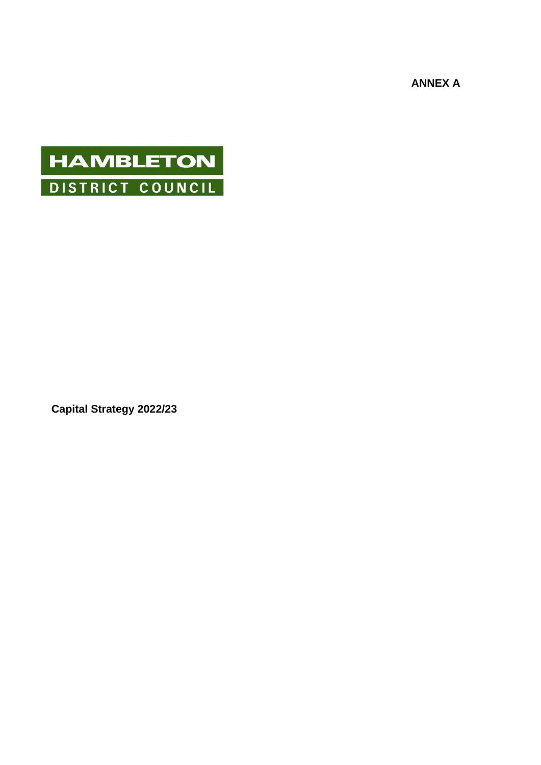**ANNEX A**

HAMBLETON
DISTRICT COUNCIL

**Capital Strategy 2022/23**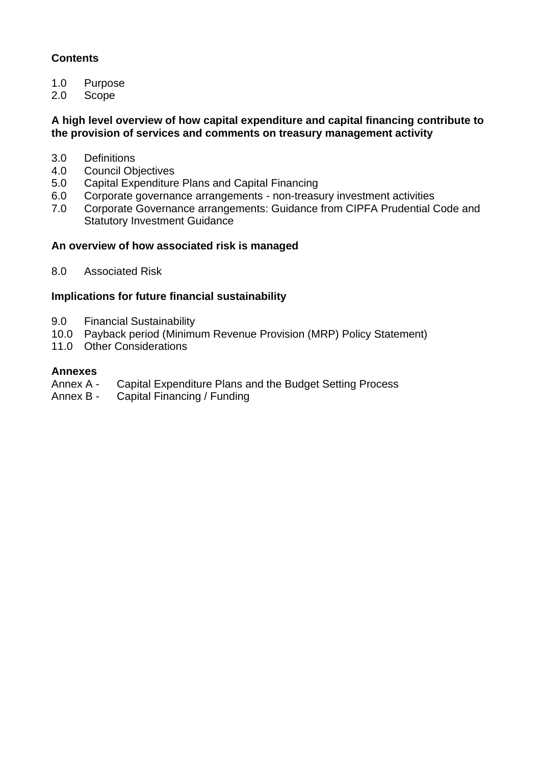**Contents**

1.0 Purpose
2.0 Scope

**A high level overview of how capital expenditure and capital financing contribute to the provision of services and comments on treasury management activity**

3.0 Definitions
4.0 Council Objectives
5.0 Capital Expenditure Plans and Capital Financing
6.0 Corporate governance arrangements - non-treasury investment activities
7.0 Corporate Governance arrangements: Guidance from CIPFA Prudential Code and Statutory Investment Guidance

**An overview of how associated risk is managed**

8.0 Associated Risk

**Implications for future financial sustainability**

9.0 Financial Sustainability
10.0 Payback period (Minimum Revenue Provision (MRP) Policy Statement)
11.0 Other Considerations

**Annexes**

Annex A - Capital Expenditure Plans and the Budget Setting Process
Annex B - Capital Financing / Funding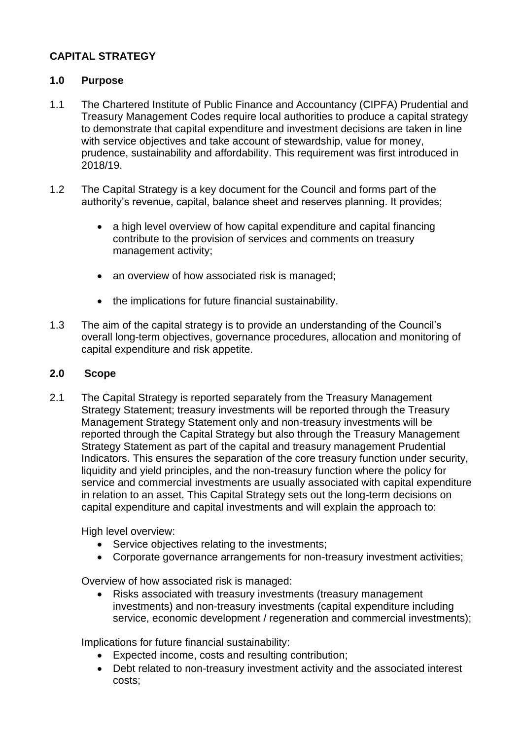# CAPITAL STRATEGY

## 1.0 Purpose

1.1 The Chartered Institute of Public Finance and Accountancy (CIPFA) Prudential and Treasury Management Codes require local authorities to produce a capital strategy to demonstrate that capital expenditure and investment decisions are taken in line with service objectives and take account of stewardship, value for money, prudence, sustainability and affordability. This requirement was first introduced in 2018/19.

1.2 The Capital Strategy is a key document for the Council and forms part of the authority's revenue, capital, balance sheet and reserves planning. It provides;

- a high level overview of how capital expenditure and capital financing contribute to the provision of services and comments on treasury management activity;
- an overview of how associated risk is managed;
- the implications for future financial sustainability.

1.3 The aim of the capital strategy is to provide an understanding of the Council's overall long-term objectives, governance procedures, allocation and monitoring of capital expenditure and risk appetite.

## 2.0 Scope

2.1 The Capital Strategy is reported separately from the Treasury Management Strategy Statement; treasury investments will be reported through the Treasury Management Strategy Statement only and non-treasury investments will be reported through the Capital Strategy but also through the Treasury Management Strategy Statement as part of the capital and treasury management Prudential Indicators. This ensures the separation of the core treasury function under security, liquidity and yield principles, and the non-treasury function where the policy for service and commercial investments are usually associated with capital expenditure in relation to an asset. This Capital Strategy sets out the long-term decisions on capital expenditure and capital investments and will explain the approach to:

High level overview:

- Service objectives relating to the investments;
- Corporate governance arrangements for non-treasury investment activities;

Overview of how associated risk is managed:

- Risks associated with treasury investments (treasury management investments) and non-treasury investments (capital expenditure including service, economic development / regeneration and commercial investments);

Implications for future financial sustainability:

- Expected income, costs and resulting contribution;
- Debt related to non-treasury investment activity and the associated interest costs;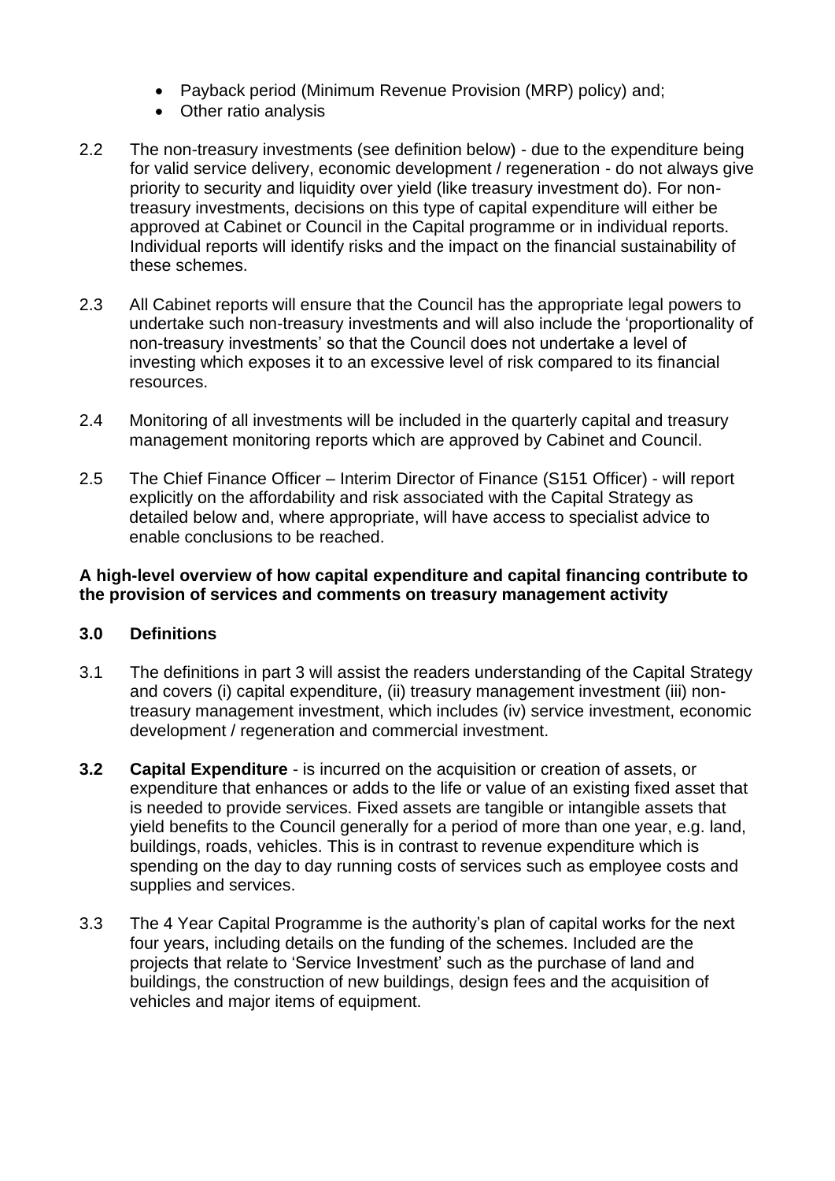- Payback period (Minimum Revenue Provision (MRP) policy) and;
- Other ratio analysis

2.2 The non-treasury investments (see definition below) - due to the expenditure being for valid service delivery, economic development / regeneration - do not always give priority to security and liquidity over yield (like treasury investment do). For non-treasury investments, decisions on this type of capital expenditure will either be approved at Cabinet or Council in the Capital programme or in individual reports. Individual reports will identify risks and the impact on the financial sustainability of these schemes.

2.3 All Cabinet reports will ensure that the Council has the appropriate legal powers to undertake such non-treasury investments and will also include the 'proportionality of non-treasury investments' so that the Council does not undertake a level of investing which exposes it to an excessive level of risk compared to its financial resources.

2.4 Monitoring of all investments will be included in the quarterly capital and treasury management monitoring reports which are approved by Cabinet and Council.

2.5 The Chief Finance Officer – Interim Director of Finance (S151 Officer) - will report explicitly on the affordability and risk associated with the Capital Strategy as detailed below and, where appropriate, will have access to specialist advice to enable conclusions to be reached.

**A high-level overview of how capital expenditure and capital financing contribute to the provision of services and comments on treasury management activity**

**3.0 Definitions**

3.1 The definitions in part 3 will assist the readers understanding of the Capital Strategy and covers (i) capital expenditure, (ii) treasury management investment (iii) non-treasury management investment, which includes (iv) service investment, economic development / regeneration and commercial investment.

**3.2 Capital Expenditure** - is incurred on the acquisition or creation of assets, or expenditure that enhances or adds to the life or value of an existing fixed asset that is needed to provide services. Fixed assets are tangible or intangible assets that yield benefits to the Council generally for a period of more than one year, e.g. land, buildings, roads, vehicles. This is in contrast to revenue expenditure which is spending on the day to day running costs of services such as employee costs and supplies and services.

3.3 The 4 Year Capital Programme is the authority's plan of capital works for the next four years, including details on the funding of the schemes. Included are the projects that relate to 'Service Investment' such as the purchase of land and buildings, the construction of new buildings, design fees and the acquisition of vehicles and major items of equipment.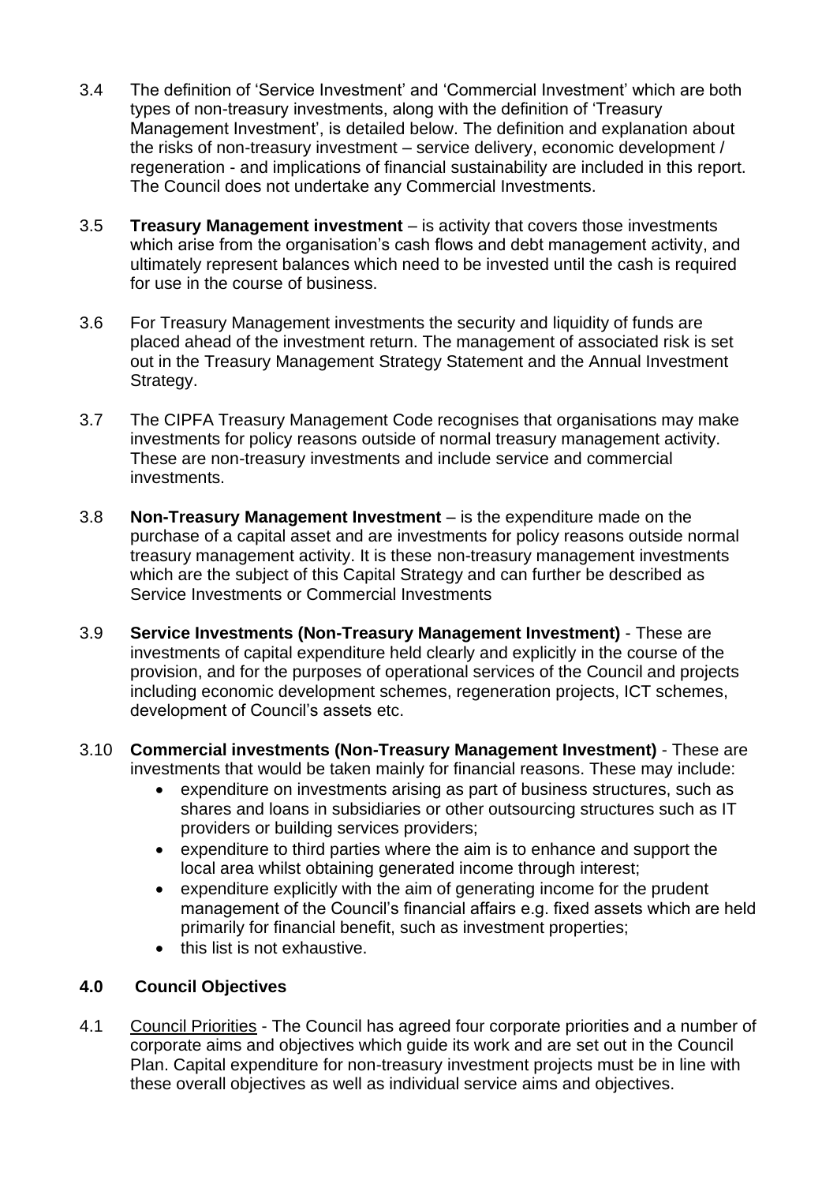3.4 The definition of 'Service Investment' and 'Commercial Investment' which are both types of non-treasury investments, along with the definition of 'Treasury Management Investment', is detailed below. The definition and explanation about the risks of non-treasury investment – service delivery, economic development / regeneration - and implications of financial sustainability are included in this report. The Council does not undertake any Commercial Investments.

3.5 **Treasury Management investment** – is activity that covers those investments which arise from the organisation's cash flows and debt management activity, and ultimately represent balances which need to be invested until the cash is required for use in the course of business.

3.6 For Treasury Management investments the security and liquidity of funds are placed ahead of the investment return. The management of associated risk is set out in the Treasury Management Strategy Statement and the Annual Investment Strategy.

3.7 The CIPFA Treasury Management Code recognises that organisations may make investments for policy reasons outside of normal treasury management activity. These are non-treasury investments and include service and commercial investments.

3.8 **Non-Treasury Management Investment** – is the expenditure made on the purchase of a capital asset and are investments for policy reasons outside normal treasury management activity. It is these non-treasury management investments which are the subject of this Capital Strategy and can further be described as Service Investments or Commercial Investments

3.9 **Service Investments (Non-Treasury Management Investment)** - These are investments of capital expenditure held clearly and explicitly in the course of the provision, and for the purposes of operational services of the Council and projects including economic development schemes, regeneration projects, ICT schemes, development of Council's assets etc.

3.10 **Commercial investments (Non-Treasury Management Investment)** - These are investments that would be taken mainly for financial reasons. These may include:

- expenditure on investments arising as part of business structures, such as shares and loans in subsidiaries or other outsourcing structures such as IT providers or building services providers;
- expenditure to third parties where the aim is to enhance and support the local area whilst obtaining generated income through interest;
- expenditure explicitly with the aim of generating income for the prudent management of the Council's financial affairs e.g. fixed assets which are held primarily for financial benefit, such as investment properties;
- this list is not exhaustive.

## 4.0 Council Objectives

4.1 Council Priorities - The Council has agreed four corporate priorities and a number of corporate aims and objectives which guide its work and are set out in the Council Plan. Capital expenditure for non-treasury investment projects must be in line with these overall objectives as well as individual service aims and objectives.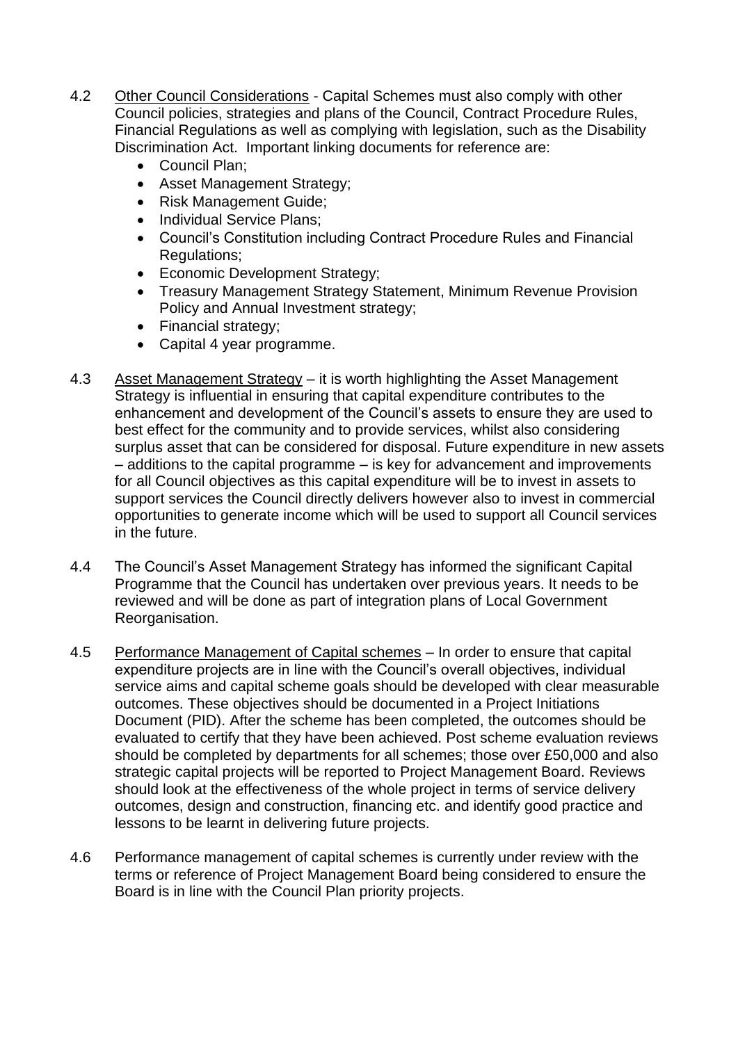4.2 Other Council Considerations - Capital Schemes must also comply with other Council policies, strategies and plans of the Council, Contract Procedure Rules, Financial Regulations as well as complying with legislation, such as the Disability Discrimination Act. Important linking documents for reference are:

- Council Plan;
- Asset Management Strategy;
- Risk Management Guide;
- Individual Service Plans;
- Council's Constitution including Contract Procedure Rules and Financial Regulations;
- Economic Development Strategy;
- Treasury Management Strategy Statement, Minimum Revenue Provision Policy and Annual Investment strategy;
- Financial strategy;
- Capital 4 year programme.

4.3 Asset Management Strategy – it is worth highlighting the Asset Management Strategy is influential in ensuring that capital expenditure contributes to the enhancement and development of the Council's assets to ensure they are used to best effect for the community and to provide services, whilst also considering surplus asset that can be considered for disposal. Future expenditure in new assets – additions to the capital programme – is key for advancement and improvements for all Council objectives as this capital expenditure will be to invest in assets to support services the Council directly delivers however also to invest in commercial opportunities to generate income which will be used to support all Council services in the future.

4.4 The Council's Asset Management Strategy has informed the significant Capital Programme that the Council has undertaken over previous years. It needs to be reviewed and will be done as part of integration plans of Local Government Reorganisation.

4.5 Performance Management of Capital schemes – In order to ensure that capital expenditure projects are in line with the Council's overall objectives, individual service aims and capital scheme goals should be developed with clear measurable outcomes. These objectives should be documented in a Project Initiations Document (PID). After the scheme has been completed, the outcomes should be evaluated to certify that they have been achieved. Post scheme evaluation reviews should be completed by departments for all schemes; those over £50,000 and also strategic capital projects will be reported to Project Management Board. Reviews should look at the effectiveness of the whole project in terms of service delivery outcomes, design and construction, financing etc. and identify good practice and lessons to be learnt in delivering future projects.

4.6 Performance management of capital schemes is currently under review with the terms or reference of Project Management Board being considered to ensure the Board is in line with the Council Plan priority projects.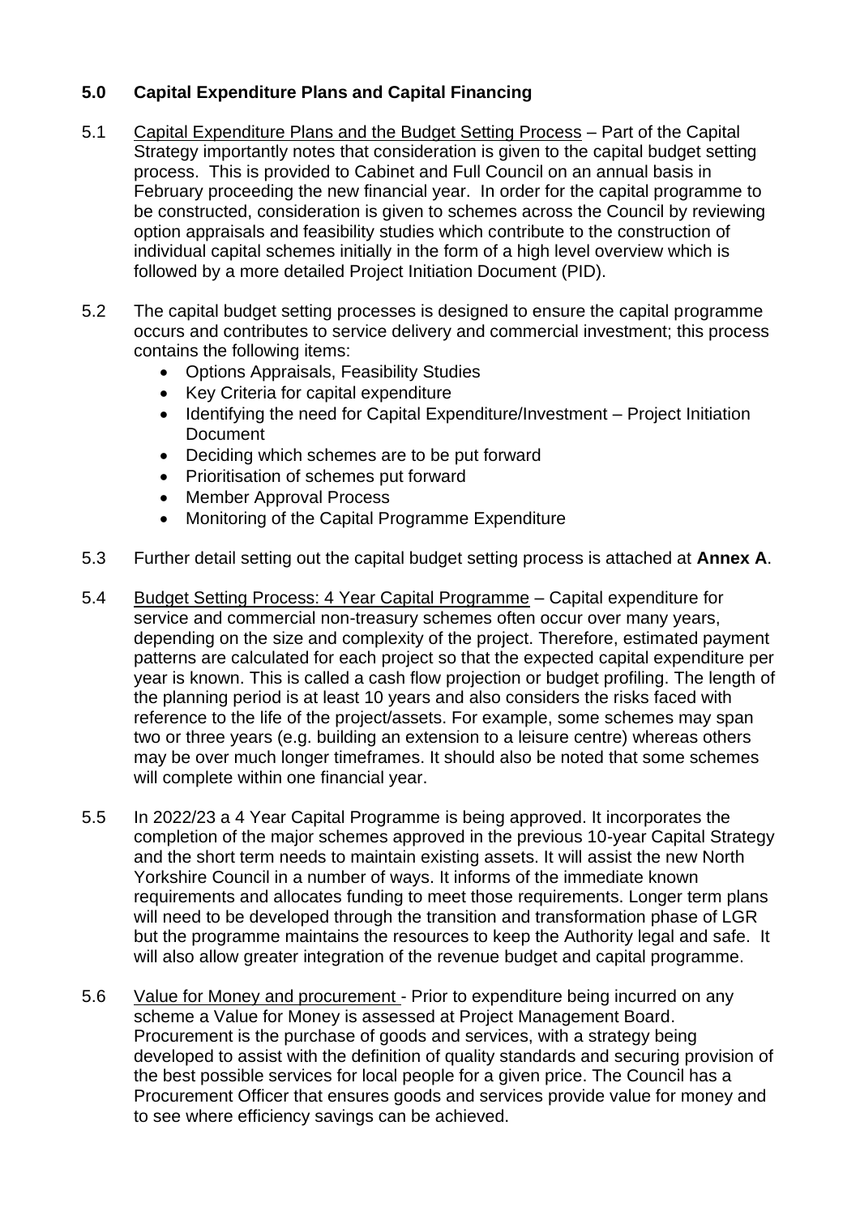## 5.0 Capital Expenditure Plans and Capital Financing

5.1 Capital Expenditure Plans and the Budget Setting Process – Part of the Capital Strategy importantly notes that consideration is given to the capital budget setting process. This is provided to Cabinet and Full Council on an annual basis in February proceeding the new financial year. In order for the capital programme to be constructed, consideration is given to schemes across the Council by reviewing option appraisals and feasibility studies which contribute to the construction of individual capital schemes initially in the form of a high level overview which is followed by a more detailed Project Initiation Document (PID).

5.2 The capital budget setting processes is designed to ensure the capital programme occurs and contributes to service delivery and commercial investment; this process contains the following items:

- Options Appraisals, Feasibility Studies
- Key Criteria for capital expenditure
- Identifying the need for Capital Expenditure/Investment – Project Initiation Document
- Deciding which schemes are to be put forward
- Prioritisation of schemes put forward
- Member Approval Process
- Monitoring of the Capital Programme Expenditure

5.3 Further detail setting out the capital budget setting process is attached at **Annex A**.

5.4 Budget Setting Process: 4 Year Capital Programme – Capital expenditure for service and commercial non-treasury schemes often occur over many years, depending on the size and complexity of the project. Therefore, estimated payment patterns are calculated for each project so that the expected capital expenditure per year is known. This is called a cash flow projection or budget profiling. The length of the planning period is at least 10 years and also considers the risks faced with reference to the life of the project/assets. For example, some schemes may span two or three years (e.g. building an extension to a leisure centre) whereas others may be over much longer timeframes. It should also be noted that some schemes will complete within one financial year.

5.5 In 2022/23 a 4 Year Capital Programme is being approved. It incorporates the completion of the major schemes approved in the previous 10-year Capital Strategy and the short term needs to maintain existing assets. It will assist the new North Yorkshire Council in a number of ways. It informs of the immediate known requirements and allocates funding to meet those requirements. Longer term plans will need to be developed through the transition and transformation phase of LGR but the programme maintains the resources to keep the Authority legal and safe. It will also allow greater integration of the revenue budget and capital programme.

5.6 Value for Money and procurement - Prior to expenditure being incurred on any scheme a Value for Money is assessed at Project Management Board. Procurement is the purchase of goods and services, with a strategy being developed to assist with the definition of quality standards and securing provision of the best possible services for local people for a given price. The Council has a Procurement Officer that ensures goods and services provide value for money and to see where efficiency savings can be achieved.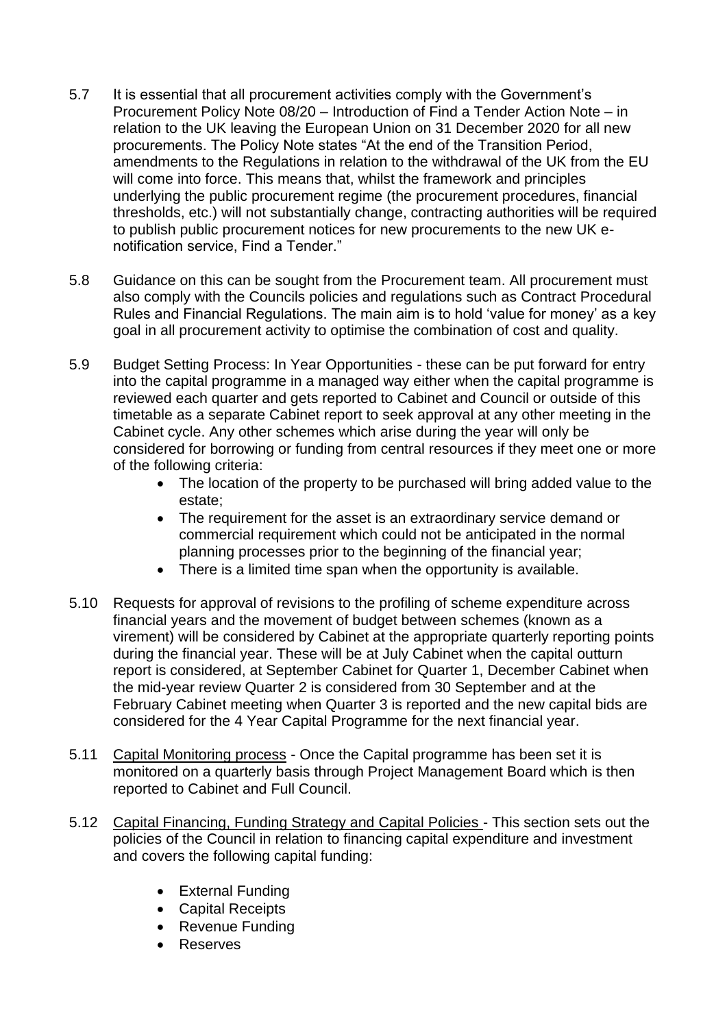5.7 It is essential that all procurement activities comply with the Government's Procurement Policy Note 08/20 – Introduction of Find a Tender Action Note – in relation to the UK leaving the European Union on 31 December 2020 for all new procurements. The Policy Note states "At the end of the Transition Period, amendments to the Regulations in relation to the withdrawal of the UK from the EU will come into force. This means that, whilst the framework and principles underlying the public procurement regime (the procurement procedures, financial thresholds, etc.) will not substantially change, contracting authorities will be required to publish public procurement notices for new procurements to the new UK e-notification service, Find a Tender."

5.8 Guidance on this can be sought from the Procurement team. All procurement must also comply with the Councils policies and regulations such as Contract Procedural Rules and Financial Regulations. The main aim is to hold 'value for money' as a key goal in all procurement activity to optimise the combination of cost and quality.

5.9 Budget Setting Process: In Year Opportunities - these can be put forward for entry into the capital programme in a managed way either when the capital programme is reviewed each quarter and gets reported to Cabinet and Council or outside of this timetable as a separate Cabinet report to seek approval at any other meeting in the Cabinet cycle. Any other schemes which arise during the year will only be considered for borrowing or funding from central resources if they meet one or more of the following criteria:

- The location of the property to be purchased will bring added value to the estate;
- The requirement for the asset is an extraordinary service demand or commercial requirement which could not be anticipated in the normal planning processes prior to the beginning of the financial year;
- There is a limited time span when the opportunity is available.

5.10 Requests for approval of revisions to the profiling of scheme expenditure across financial years and the movement of budget between schemes (known as a virement) will be considered by Cabinet at the appropriate quarterly reporting points during the financial year. These will be at July Cabinet when the capital outturn report is considered, at September Cabinet for Quarter 1, December Cabinet when the mid-year review Quarter 2 is considered from 30 September and at the February Cabinet meeting when Quarter 3 is reported and the new capital bids are considered for the 4 Year Capital Programme for the next financial year.

5.11 Capital Monitoring process - Once the Capital programme has been set it is monitored on a quarterly basis through Project Management Board which is then reported to Cabinet and Full Council.

5.12 Capital Financing, Funding Strategy and Capital Policies - This section sets out the policies of the Council in relation to financing capital expenditure and investment and covers the following capital funding:

- External Funding
- Capital Receipts
- Revenue Funding
- Reserves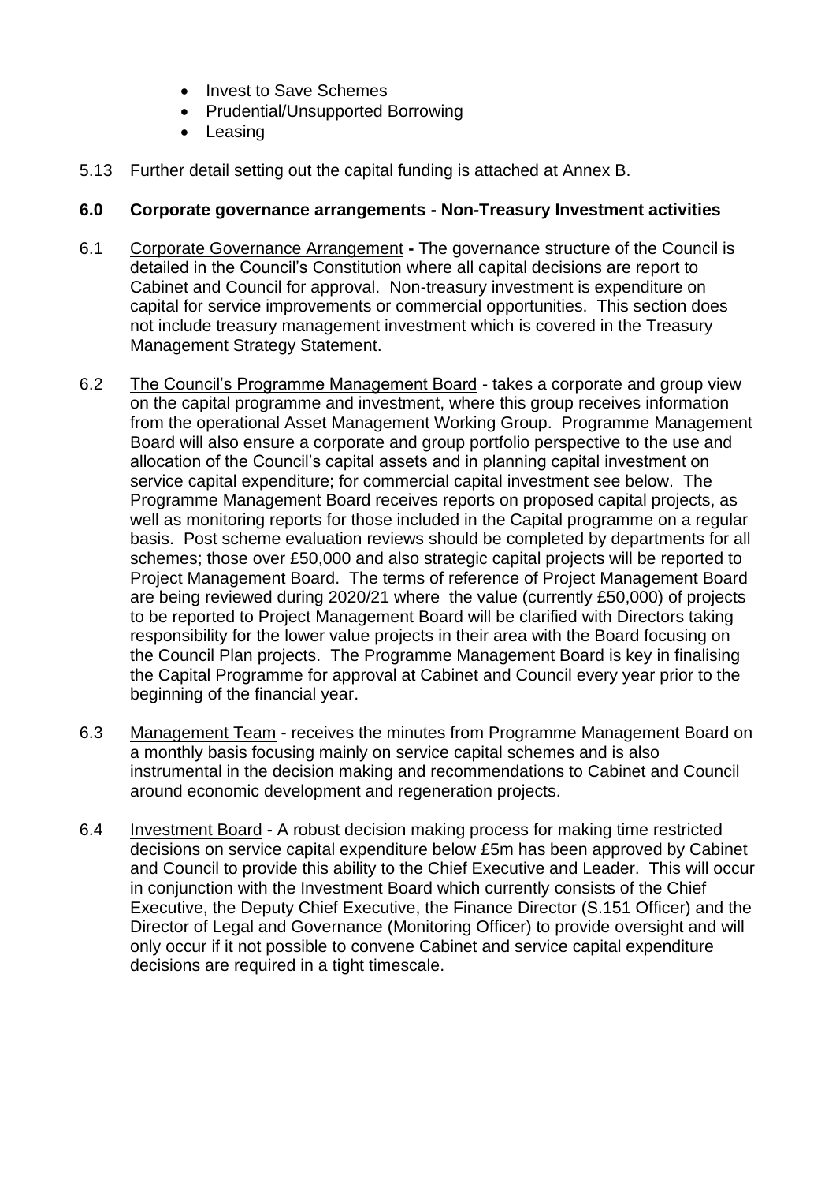- Invest to Save Schemes
- Prudential/Unsupported Borrowing
- Leasing

5.13 Further detail setting out the capital funding is attached at Annex B.

## 6.0 Corporate governance arrangements - Non-Treasury Investment activities

6.1 Corporate Governance Arrangement **-** The governance structure of the Council is detailed in the Council's Constitution where all capital decisions are report to Cabinet and Council for approval. Non-treasury investment is expenditure on capital for service improvements or commercial opportunities. This section does not include treasury management investment which is covered in the Treasury Management Strategy Statement.

6.2 The Council's Programme Management Board - takes a corporate and group view on the capital programme and investment, where this group receives information from the operational Asset Management Working Group. Programme Management Board will also ensure a corporate and group portfolio perspective to the use and allocation of the Council's capital assets and in planning capital investment on service capital expenditure; for commercial capital investment see below. The Programme Management Board receives reports on proposed capital projects, as well as monitoring reports for those included in the Capital programme on a regular basis. Post scheme evaluation reviews should be completed by departments for all schemes; those over £50,000 and also strategic capital projects will be reported to Project Management Board. The terms of reference of Project Management Board are being reviewed during 2020/21 where the value (currently £50,000) of projects to be reported to Project Management Board will be clarified with Directors taking responsibility for the lower value projects in their area with the Board focusing on the Council Plan projects. The Programme Management Board is key in finalising the Capital Programme for approval at Cabinet and Council every year prior to the beginning of the financial year.

6.3 Management Team - receives the minutes from Programme Management Board on a monthly basis focusing mainly on service capital schemes and is also instrumental in the decision making and recommendations to Cabinet and Council around economic development and regeneration projects.

6.4 Investment Board - A robust decision making process for making time restricted decisions on service capital expenditure below £5m has been approved by Cabinet and Council to provide this ability to the Chief Executive and Leader. This will occur in conjunction with the Investment Board which currently consists of the Chief Executive, the Deputy Chief Executive, the Finance Director (S.151 Officer) and the Director of Legal and Governance (Monitoring Officer) to provide oversight and will only occur if it not possible to convene Cabinet and service capital expenditure decisions are required in a tight timescale.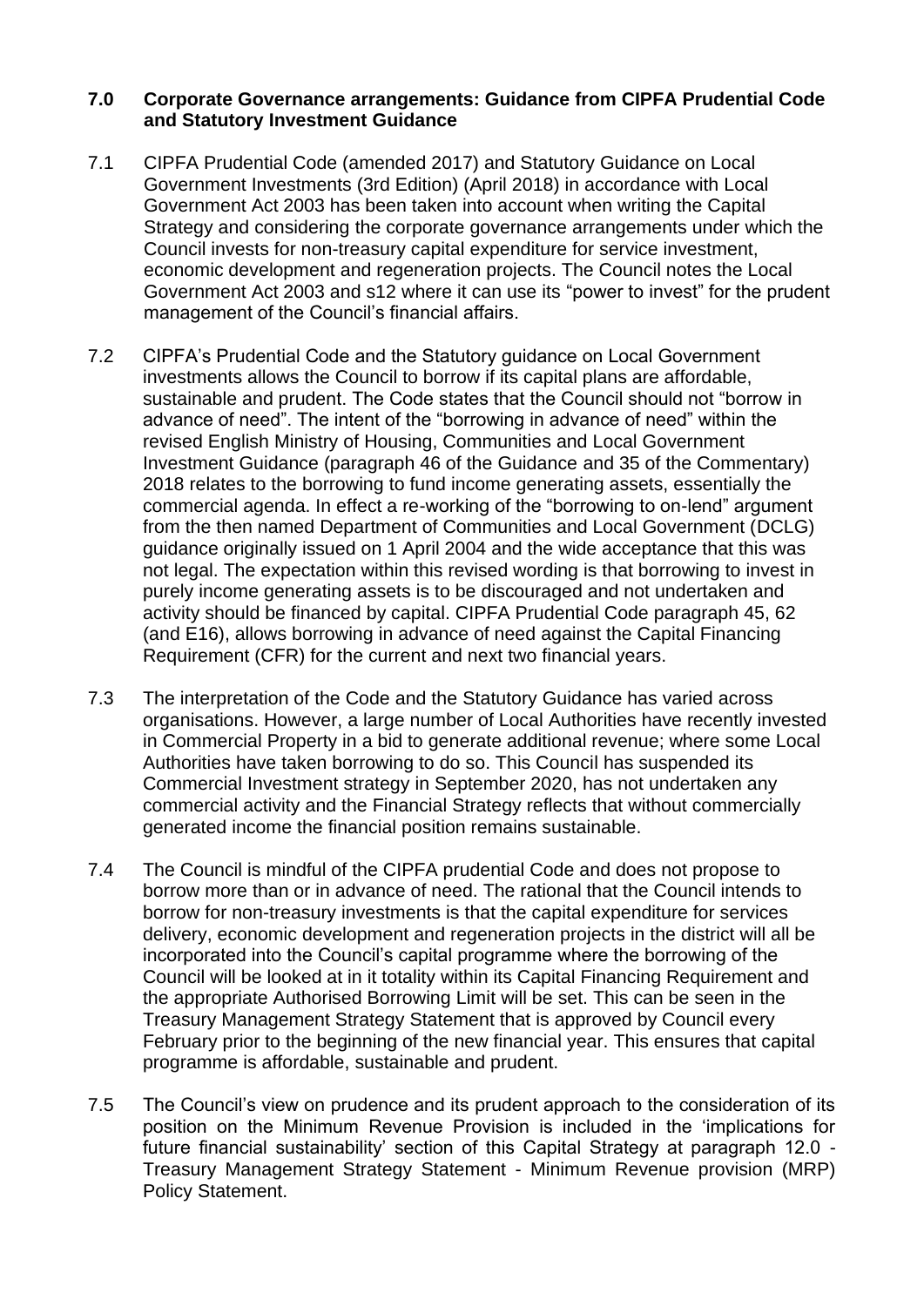## 7.0 Corporate Governance arrangements: Guidance from CIPFA Prudential Code and Statutory Investment Guidance

7.1 CIPFA Prudential Code (amended 2017) and Statutory Guidance on Local Government Investments (3rd Edition) (April 2018) in accordance with Local Government Act 2003 has been taken into account when writing the Capital Strategy and considering the corporate governance arrangements under which the Council invests for non-treasury capital expenditure for service investment, economic development and regeneration projects. The Council notes the Local Government Act 2003 and s12 where it can use its "power to invest" for the prudent management of the Council's financial affairs.

7.2 CIPFA's Prudential Code and the Statutory guidance on Local Government investments allows the Council to borrow if its capital plans are affordable, sustainable and prudent. The Code states that the Council should not "borrow in advance of need". The intent of the "borrowing in advance of need" within the revised English Ministry of Housing, Communities and Local Government Investment Guidance (paragraph 46 of the Guidance and 35 of the Commentary) 2018 relates to the borrowing to fund income generating assets, essentially the commercial agenda. In effect a re-working of the "borrowing to on-lend" argument from the then named Department of Communities and Local Government (DCLG) guidance originally issued on 1 April 2004 and the wide acceptance that this was not legal. The expectation within this revised wording is that borrowing to invest in purely income generating assets is to be discouraged and not undertaken and activity should be financed by capital. CIPFA Prudential Code paragraph 45, 62 (and E16), allows borrowing in advance of need against the Capital Financing Requirement (CFR) for the current and next two financial years.

7.3 The interpretation of the Code and the Statutory Guidance has varied across organisations. However, a large number of Local Authorities have recently invested in Commercial Property in a bid to generate additional revenue; where some Local Authorities have taken borrowing to do so. This Council has suspended its Commercial Investment strategy in September 2020, has not undertaken any commercial activity and the Financial Strategy reflects that without commercially generated income the financial position remains sustainable.

7.4 The Council is mindful of the CIPFA prudential Code and does not propose to borrow more than or in advance of need. The rational that the Council intends to borrow for non-treasury investments is that the capital expenditure for services delivery, economic development and regeneration projects in the district will all be incorporated into the Council's capital programme where the borrowing of the Council will be looked at in it totality within its Capital Financing Requirement and the appropriate Authorised Borrowing Limit will be set. This can be seen in the Treasury Management Strategy Statement that is approved by Council every February prior to the beginning of the new financial year. This ensures that capital programme is affordable, sustainable and prudent.

7.5 The Council's view on prudence and its prudent approach to the consideration of its position on the Minimum Revenue Provision is included in the 'implications for future financial sustainability' section of this Capital Strategy at paragraph 12.0 - Treasury Management Strategy Statement - Minimum Revenue provision (MRP) Policy Statement.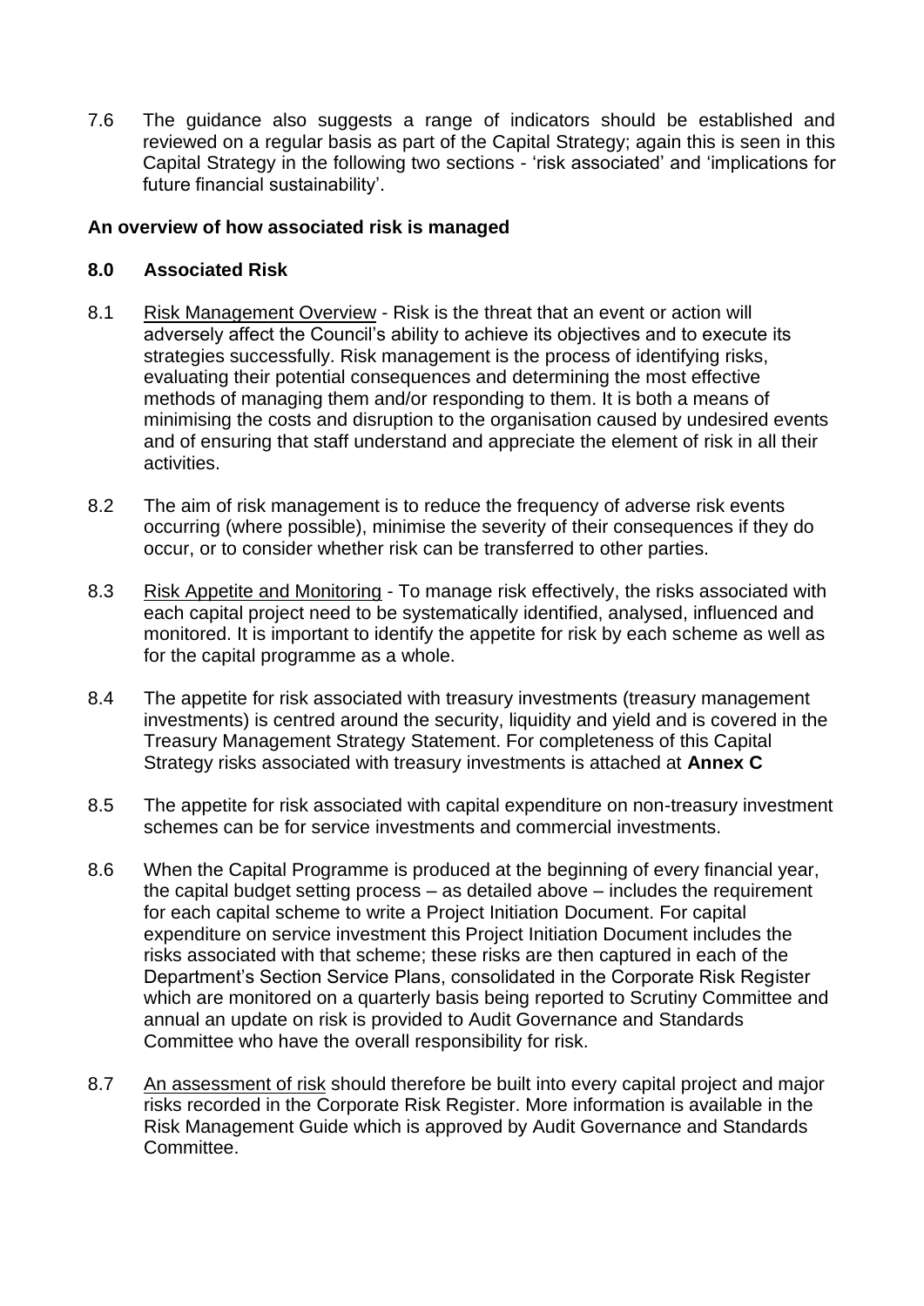7.6 The guidance also suggests a range of indicators should be established and reviewed on a regular basis as part of the Capital Strategy; again this is seen in this Capital Strategy in the following two sections - 'risk associated' and 'implications for future financial sustainability'.

**An overview of how associated risk is managed**

## 8.0 Associated Risk

8.1 Risk Management Overview - Risk is the threat that an event or action will adversely affect the Council's ability to achieve its objectives and to execute its strategies successfully. Risk management is the process of identifying risks, evaluating their potential consequences and determining the most effective methods of managing them and/or responding to them. It is both a means of minimising the costs and disruption to the organisation caused by undesired events and of ensuring that staff understand and appreciate the element of risk in all their activities.

8.2 The aim of risk management is to reduce the frequency of adverse risk events occurring (where possible), minimise the severity of their consequences if they do occur, or to consider whether risk can be transferred to other parties.

8.3 Risk Appetite and Monitoring - To manage risk effectively, the risks associated with each capital project need to be systematically identified, analysed, influenced and monitored. It is important to identify the appetite for risk by each scheme as well as for the capital programme as a whole.

8.4 The appetite for risk associated with treasury investments (treasury management investments) is centred around the security, liquidity and yield and is covered in the Treasury Management Strategy Statement. For completeness of this Capital Strategy risks associated with treasury investments is attached at **Annex C**

8.5 The appetite for risk associated with capital expenditure on non-treasury investment schemes can be for service investments and commercial investments.

8.6 When the Capital Programme is produced at the beginning of every financial year, the capital budget setting process – as detailed above – includes the requirement for each capital scheme to write a Project Initiation Document. For capital expenditure on service investment this Project Initiation Document includes the risks associated with that scheme; these risks are then captured in each of the Department's Section Service Plans, consolidated in the Corporate Risk Register which are monitored on a quarterly basis being reported to Scrutiny Committee and annual an update on risk is provided to Audit Governance and Standards Committee who have the overall responsibility for risk.

8.7 An assessment of risk should therefore be built into every capital project and major risks recorded in the Corporate Risk Register. More information is available in the Risk Management Guide which is approved by Audit Governance and Standards Committee.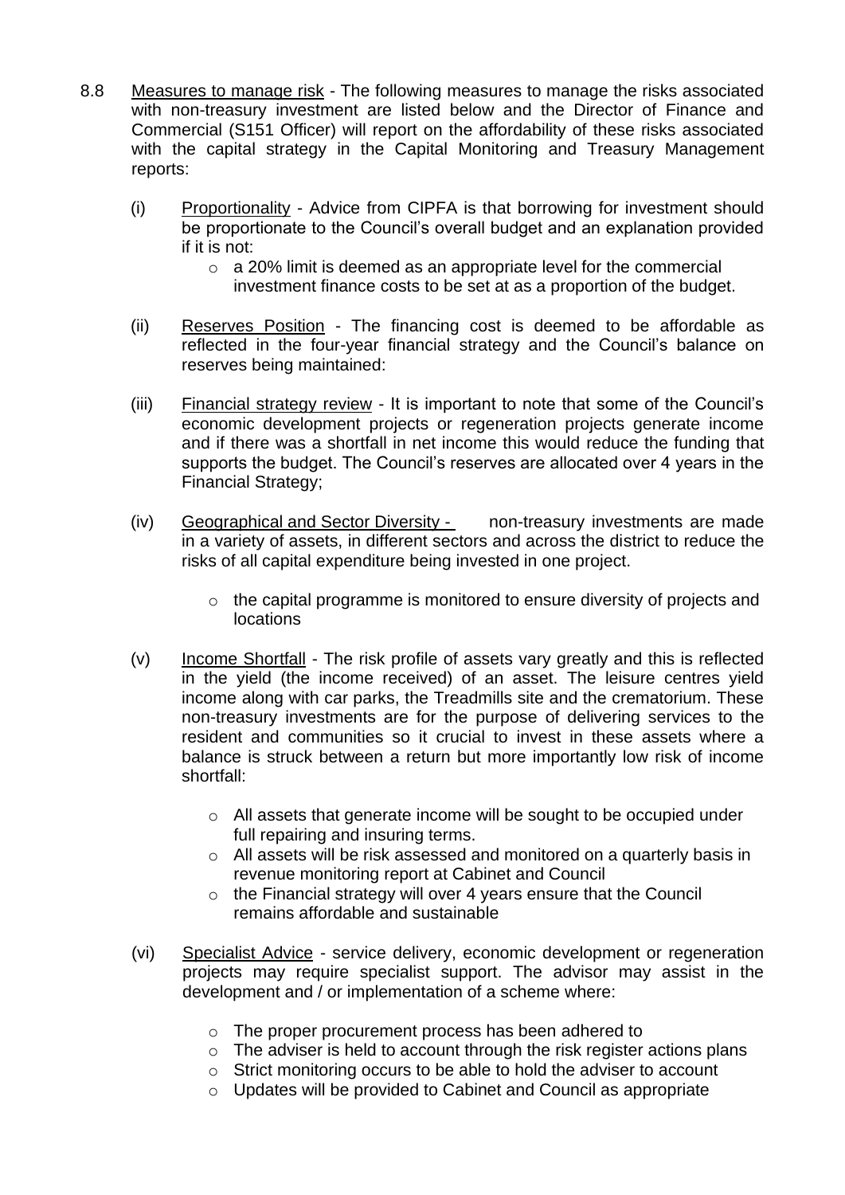8.8 Measures to manage risk - The following measures to manage the risks associated with non-treasury investment are listed below and the Director of Finance and Commercial (S151 Officer) will report on the affordability of these risks associated with the capital strategy in the Capital Monitoring and Treasury Management reports:

(i) Proportionality - Advice from CIPFA is that borrowing for investment should be proportionate to the Council's overall budget and an explanation provided if it is not:

- a 20% limit is deemed as an appropriate level for the commercial investment finance costs to be set at as a proportion of the budget.

(ii) Reserves Position - The financing cost is deemed to be affordable as reflected in the four-year financial strategy and the Council's balance on reserves being maintained:

(iii) Financial strategy review - It is important to note that some of the Council's economic development projects or regeneration projects generate income and if there was a shortfall in net income this would reduce the funding that supports the budget. The Council's reserves are allocated over 4 years in the Financial Strategy;

(iv) Geographical and Sector Diversity - non-treasury investments are made in a variety of assets, in different sectors and across the district to reduce the risks of all capital expenditure being invested in one project.

- the capital programme is monitored to ensure diversity of projects and locations

(v) Income Shortfall - The risk profile of assets vary greatly and this is reflected in the yield (the income received) of an asset. The leisure centres yield income along with car parks, the Treadmills site and the crematorium. These non-treasury investments are for the purpose of delivering services to the resident and communities so it crucial to invest in these assets where a balance is struck between a return but more importantly low risk of income shortfall:

- All assets that generate income will be sought to be occupied under full repairing and insuring terms.
- All assets will be risk assessed and monitored on a quarterly basis in revenue monitoring report at Cabinet and Council
- the Financial strategy will over 4 years ensure that the Council remains affordable and sustainable

(vi) Specialist Advice - service delivery, economic development or regeneration projects may require specialist support. The advisor may assist in the development and / or implementation of a scheme where:

- The proper procurement process has been adhered to
- The adviser is held to account through the risk register actions plans
- Strict monitoring occurs to be able to hold the adviser to account
- Updates will be provided to Cabinet and Council as appropriate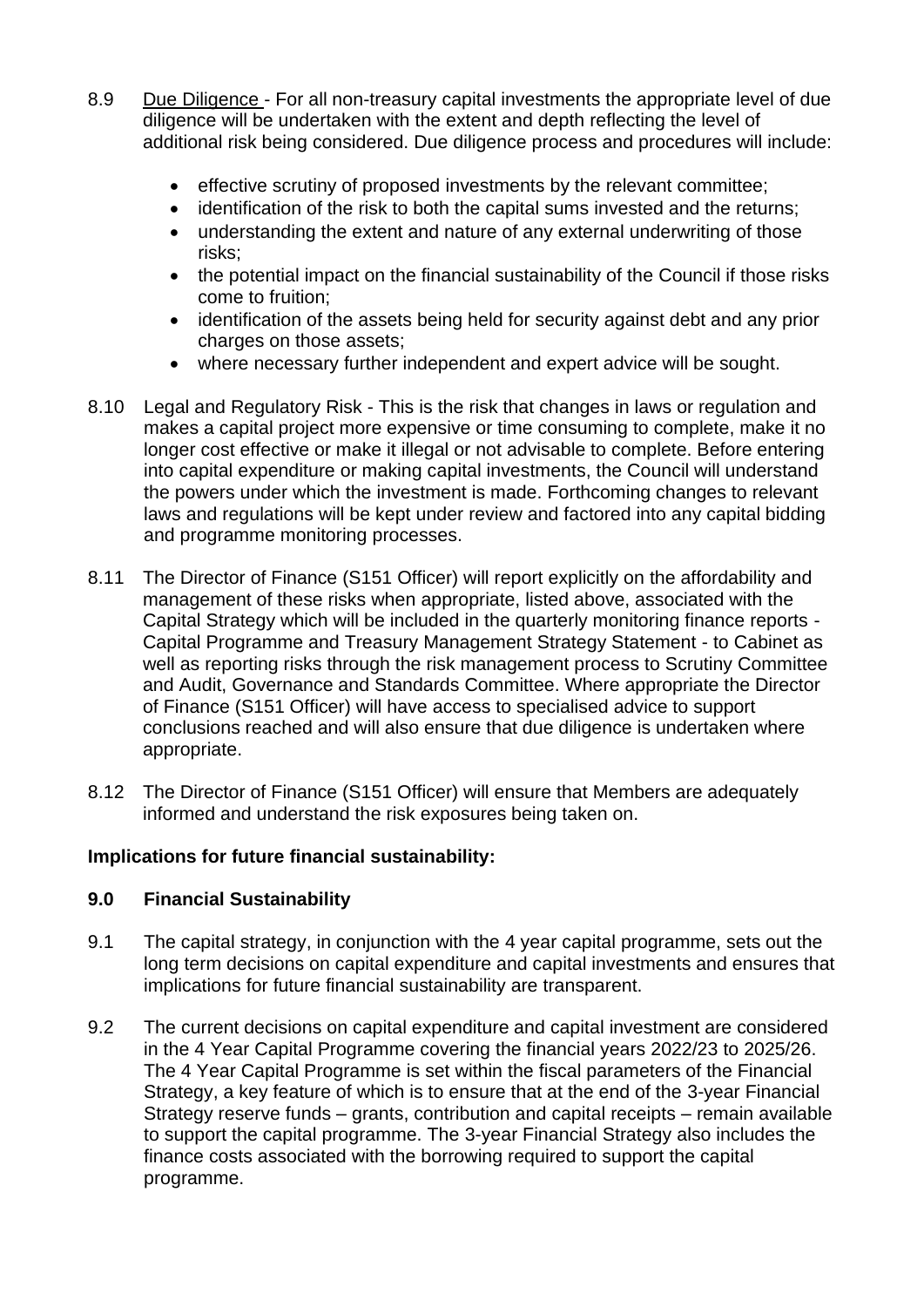8.9 <u>Due Diligence</u> - For all non-treasury capital investments the appropriate level of due diligence will be undertaken with the extent and depth reflecting the level of additional risk being considered. Due diligence process and procedures will include:

- effective scrutiny of proposed investments by the relevant committee;
- identification of the risk to both the capital sums invested and the returns;
- understanding the extent and nature of any external underwriting of those risks;
- the potential impact on the financial sustainability of the Council if those risks come to fruition;
- identification of the assets being held for security against debt and any prior charges on those assets;
- where necessary further independent and expert advice will be sought.

8.10 Legal and Regulatory Risk - This is the risk that changes in laws or regulation and makes a capital project more expensive or time consuming to complete, make it no longer cost effective or make it illegal or not advisable to complete. Before entering into capital expenditure or making capital investments, the Council will understand the powers under which the investment is made. Forthcoming changes to relevant laws and regulations will be kept under review and factored into any capital bidding and programme monitoring processes.

8.11 The Director of Finance (S151 Officer) will report explicitly on the affordability and management of these risks when appropriate, listed above, associated with the Capital Strategy which will be included in the quarterly monitoring finance reports - Capital Programme and Treasury Management Strategy Statement - to Cabinet as well as reporting risks through the risk management process to Scrutiny Committee and Audit, Governance and Standards Committee. Where appropriate the Director of Finance (S151 Officer) will have access to specialised advice to support conclusions reached and will also ensure that due diligence is undertaken where appropriate.

8.12 The Director of Finance (S151 Officer) will ensure that Members are adequately informed and understand the risk exposures being taken on.

**Implications for future financial sustainability:**

## 9.0 Financial Sustainability

9.1 The capital strategy, in conjunction with the 4 year capital programme, sets out the long term decisions on capital expenditure and capital investments and ensures that implications for future financial sustainability are transparent.

9.2 The current decisions on capital expenditure and capital investment are considered in the 4 Year Capital Programme covering the financial years 2022/23 to 2025/26. The 4 Year Capital Programme is set within the fiscal parameters of the Financial Strategy, a key feature of which is to ensure that at the end of the 3-year Financial Strategy reserve funds – grants, contribution and capital receipts – remain available to support the capital programme. The 3-year Financial Strategy also includes the finance costs associated with the borrowing required to support the capital programme.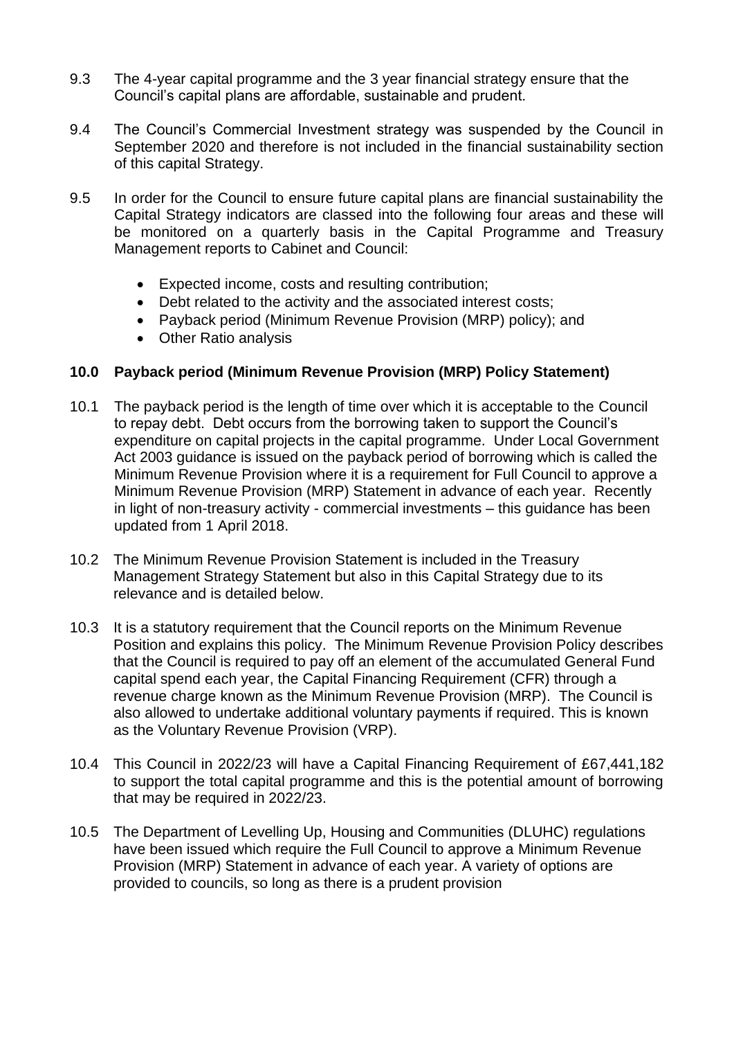9.3 The 4-year capital programme and the 3 year financial strategy ensure that the Council's capital plans are affordable, sustainable and prudent.

9.4 The Council's Commercial Investment strategy was suspended by the Council in September 2020 and therefore is not included in the financial sustainability section of this capital Strategy.

9.5 In order for the Council to ensure future capital plans are financial sustainability the Capital Strategy indicators are classed into the following four areas and these will be monitored on a quarterly basis in the Capital Programme and Treasury Management reports to Cabinet and Council:

- Expected income, costs and resulting contribution;
- Debt related to the activity and the associated interest costs;
- Payback period (Minimum Revenue Provision (MRP) policy); and
- Other Ratio analysis

## 10.0 Payback period (Minimum Revenue Provision (MRP) Policy Statement)

10.1 The payback period is the length of time over which it is acceptable to the Council to repay debt. Debt occurs from the borrowing taken to support the Council's expenditure on capital projects in the capital programme. Under Local Government Act 2003 guidance is issued on the payback period of borrowing which is called the Minimum Revenue Provision where it is a requirement for Full Council to approve a Minimum Revenue Provision (MRP) Statement in advance of each year. Recently in light of non-treasury activity - commercial investments – this guidance has been updated from 1 April 2018.

10.2 The Minimum Revenue Provision Statement is included in the Treasury Management Strategy Statement but also in this Capital Strategy due to its relevance and is detailed below.

10.3 It is a statutory requirement that the Council reports on the Minimum Revenue Position and explains this policy. The Minimum Revenue Provision Policy describes that the Council is required to pay off an element of the accumulated General Fund capital spend each year, the Capital Financing Requirement (CFR) through a revenue charge known as the Minimum Revenue Provision (MRP). The Council is also allowed to undertake additional voluntary payments if required. This is known as the Voluntary Revenue Provision (VRP).

10.4 This Council in 2022/23 will have a Capital Financing Requirement of £67,441,182 to support the total capital programme and this is the potential amount of borrowing that may be required in 2022/23.

10.5 The Department of Levelling Up, Housing and Communities (DLUHC) regulations have been issued which require the Full Council to approve a Minimum Revenue Provision (MRP) Statement in advance of each year. A variety of options are provided to councils, so long as there is a prudent provision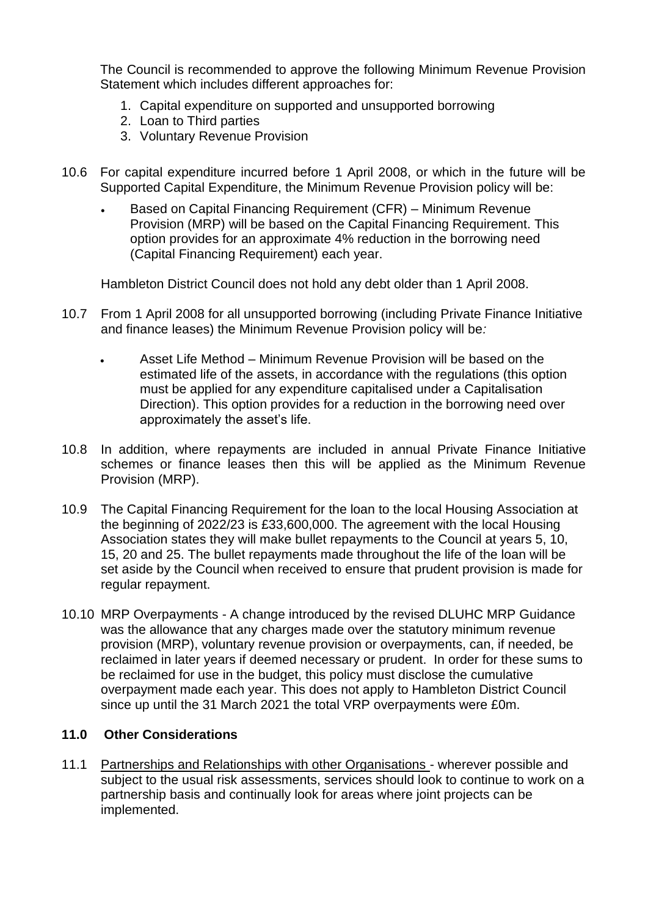The Council is recommended to approve the following Minimum Revenue Provision Statement which includes different approaches for:

1. Capital expenditure on supported and unsupported borrowing
2. Loan to Third parties
3. Voluntary Revenue Provision

10.6 For capital expenditure incurred before 1 April 2008, or which in the future will be Supported Capital Expenditure, the Minimum Revenue Provision policy will be:

- Based on Capital Financing Requirement (CFR) – Minimum Revenue Provision (MRP) will be based on the Capital Financing Requirement. This option provides for an approximate 4% reduction in the borrowing need (Capital Financing Requirement) each year.

Hambleton District Council does not hold any debt older than 1 April 2008.

10.7 From 1 April 2008 for all unsupported borrowing (including Private Finance Initiative and finance leases) the Minimum Revenue Provision policy will be*:*

- Asset Life Method – Minimum Revenue Provision will be based on the estimated life of the assets, in accordance with the regulations (this option must be applied for any expenditure capitalised under a Capitalisation Direction). This option provides for a reduction in the borrowing need over approximately the asset's life.

10.8 In addition, where repayments are included in annual Private Finance Initiative schemes or finance leases then this will be applied as the Minimum Revenue Provision (MRP).

10.9 The Capital Financing Requirement for the loan to the local Housing Association at the beginning of 2022/23 is £33,600,000. The agreement with the local Housing Association states they will make bullet repayments to the Council at years 5, 10, 15, 20 and 25. The bullet repayments made throughout the life of the loan will be set aside by the Council when received to ensure that prudent provision is made for regular repayment.

10.10 MRP Overpayments - A change introduced by the revised DLUHC MRP Guidance was the allowance that any charges made over the statutory minimum revenue provision (MRP), voluntary revenue provision or overpayments, can, if needed, be reclaimed in later years if deemed necessary or prudent. In order for these sums to be reclaimed for use in the budget, this policy must disclose the cumulative overpayment made each year. This does not apply to Hambleton District Council since up until the 31 March 2021 the total VRP overpayments were £0m.

## 11.0 Other Considerations

11.1 Partnerships and Relationships with other Organisations - wherever possible and subject to the usual risk assessments, services should look to continue to work on a partnership basis and continually look for areas where joint projects can be implemented.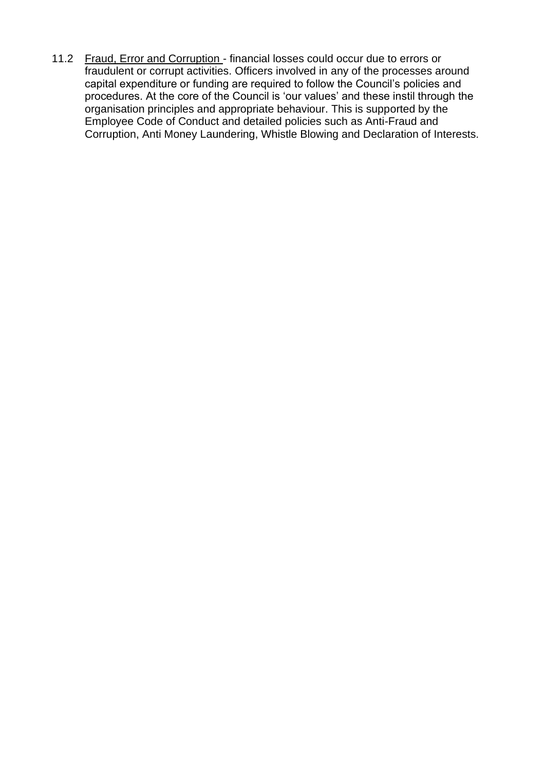11.2 Fraud, Error and Corruption - financial losses could occur due to errors or fraudulent or corrupt activities. Officers involved in any of the processes around capital expenditure or funding are required to follow the Council's policies and procedures. At the core of the Council is 'our values' and these instil through the organisation principles and appropriate behaviour. This is supported by the Employee Code of Conduct and detailed policies such as Anti-Fraud and Corruption, Anti Money Laundering, Whistle Blowing and Declaration of Interests.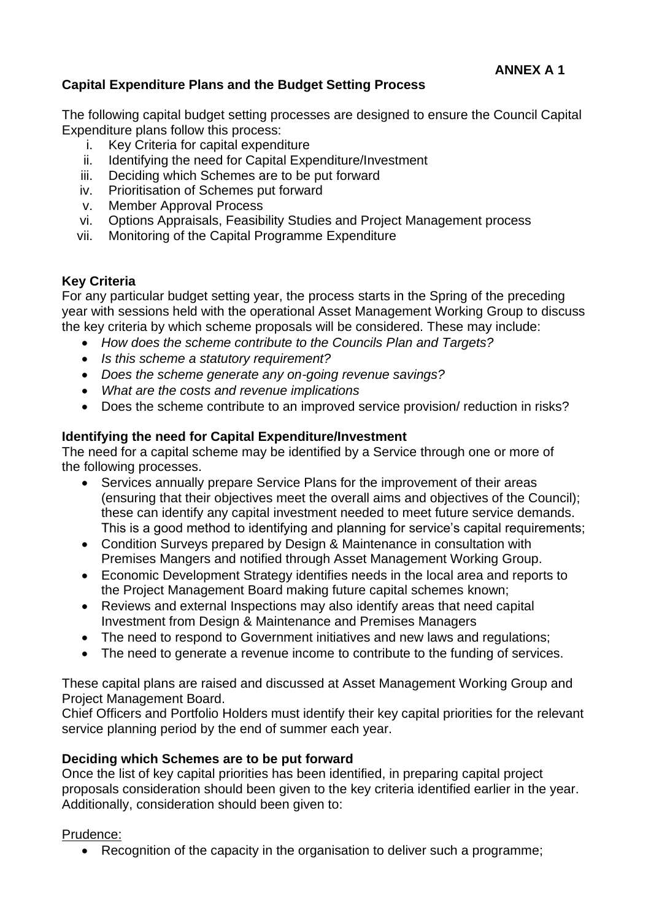**ANNEX A 1**

**Capital Expenditure Plans and the Budget Setting Process**

The following capital budget setting processes are designed to ensure the Council Capital Expenditure plans follow this process:

i. Key Criteria for capital expenditure
ii. Identifying the need for Capital Expenditure/Investment
iii. Deciding which Schemes are to be put forward
iv. Prioritisation of Schemes put forward
v. Member Approval Process
vi. Options Appraisals, Feasibility Studies and Project Management process
vii. Monitoring of the Capital Programme Expenditure

**Key Criteria**

For any particular budget setting year, the process starts in the Spring of the preceding year with sessions held with the operational Asset Management Working Group to discuss the key criteria by which scheme proposals will be considered. These may include:

- *How does the scheme contribute to the Councils Plan and Targets?*
- *Is this scheme a statutory requirement?*
- *Does the scheme generate any on-going revenue savings?*
- *What are the costs and revenue implications*
- Does the scheme contribute to an improved service provision/ reduction in risks?

**Identifying the need for Capital Expenditure/Investment**

The need for a capital scheme may be identified by a Service through one or more of the following processes.

- Services annually prepare Service Plans for the improvement of their areas (ensuring that their objectives meet the overall aims and objectives of the Council); these can identify any capital investment needed to meet future service demands. This is a good method to identifying and planning for service's capital requirements;
- Condition Surveys prepared by Design & Maintenance in consultation with Premises Mangers and notified through Asset Management Working Group.
- Economic Development Strategy identifies needs in the local area and reports to the Project Management Board making future capital schemes known;
- Reviews and external Inspections may also identify areas that need capital Investment from Design & Maintenance and Premises Managers
- The need to respond to Government initiatives and new laws and regulations;
- The need to generate a revenue income to contribute to the funding of services.

These capital plans are raised and discussed at Asset Management Working Group and Project Management Board.
Chief Officers and Portfolio Holders must identify their key capital priorities for the relevant service planning period by the end of summer each year.

**Deciding which Schemes are to be put forward**

Once the list of key capital priorities has been identified, in preparing capital project proposals consideration should been given to the key criteria identified earlier in the year. Additionally, consideration should been given to:

Prudence:

- Recognition of the capacity in the organisation to deliver such a programme;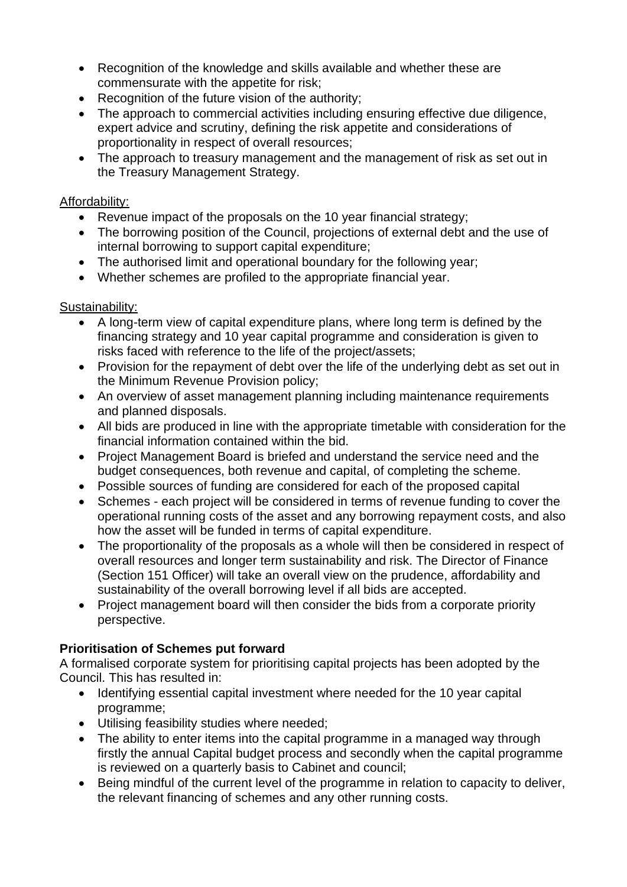- Recognition of the knowledge and skills available and whether these are commensurate with the appetite for risk;
- Recognition of the future vision of the authority;
- The approach to commercial activities including ensuring effective due diligence, expert advice and scrutiny, defining the risk appetite and considerations of proportionality in respect of overall resources;
- The approach to treasury management and the management of risk as set out in the Treasury Management Strategy.

Affordability:

- Revenue impact of the proposals on the 10 year financial strategy;
- The borrowing position of the Council, projections of external debt and the use of internal borrowing to support capital expenditure;
- The authorised limit and operational boundary for the following year;
- Whether schemes are profiled to the appropriate financial year.

Sustainability:

- A long-term view of capital expenditure plans, where long term is defined by the financing strategy and 10 year capital programme and consideration is given to risks faced with reference to the life of the project/assets;
- Provision for the repayment of debt over the life of the underlying debt as set out in the Minimum Revenue Provision policy;
- An overview of asset management planning including maintenance requirements and planned disposals.
- All bids are produced in line with the appropriate timetable with consideration for the financial information contained within the bid.
- Project Management Board is briefed and understand the service need and the budget consequences, both revenue and capital, of completing the scheme.
- Possible sources of funding are considered for each of the proposed capital
- Schemes - each project will be considered in terms of revenue funding to cover the operational running costs of the asset and any borrowing repayment costs, and also how the asset will be funded in terms of capital expenditure.
- The proportionality of the proposals as a whole will then be considered in respect of overall resources and longer term sustainability and risk. The Director of Finance (Section 151 Officer) will take an overall view on the prudence, affordability and sustainability of the overall borrowing level if all bids are accepted.
- Project management board will then consider the bids from a corporate priority perspective.

**Prioritisation of Schemes put forward**

A formalised corporate system for prioritising capital projects has been adopted by the Council. This has resulted in:

- Identifying essential capital investment where needed for the 10 year capital programme;
- Utilising feasibility studies where needed;
- The ability to enter items into the capital programme in a managed way through firstly the annual Capital budget process and secondly when the capital programme is reviewed on a quarterly basis to Cabinet and council;
- Being mindful of the current level of the programme in relation to capacity to deliver, the relevant financing of schemes and any other running costs.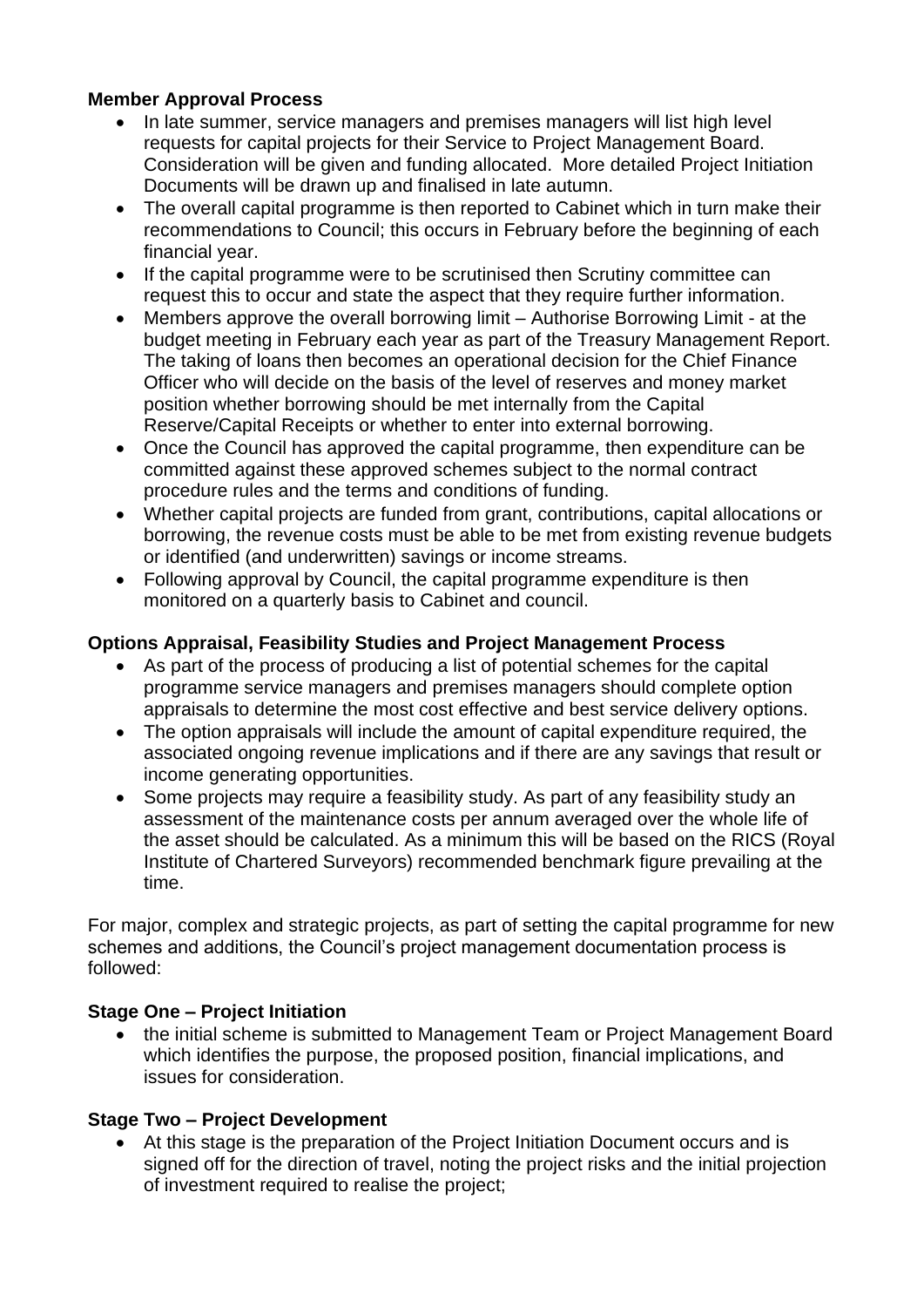**Member Approval Process**

- In late summer, service managers and premises managers will list high level requests for capital projects for their Service to Project Management Board. Consideration will be given and funding allocated. More detailed Project Initiation Documents will be drawn up and finalised in late autumn.
- The overall capital programme is then reported to Cabinet which in turn make their recommendations to Council; this occurs in February before the beginning of each financial year.
- If the capital programme were to be scrutinised then Scrutiny committee can request this to occur and state the aspect that they require further information.
- Members approve the overall borrowing limit – Authorise Borrowing Limit - at the budget meeting in February each year as part of the Treasury Management Report. The taking of loans then becomes an operational decision for the Chief Finance Officer who will decide on the basis of the level of reserves and money market position whether borrowing should be met internally from the Capital Reserve/Capital Receipts or whether to enter into external borrowing.
- Once the Council has approved the capital programme, then expenditure can be committed against these approved schemes subject to the normal contract procedure rules and the terms and conditions of funding.
- Whether capital projects are funded from grant, contributions, capital allocations or borrowing, the revenue costs must be able to be met from existing revenue budgets or identified (and underwritten) savings or income streams.
- Following approval by Council, the capital programme expenditure is then monitored on a quarterly basis to Cabinet and council.

**Options Appraisal, Feasibility Studies and Project Management Process**

- As part of the process of producing a list of potential schemes for the capital programme service managers and premises managers should complete option appraisals to determine the most cost effective and best service delivery options.
- The option appraisals will include the amount of capital expenditure required, the associated ongoing revenue implications and if there are any savings that result or income generating opportunities.
- Some projects may require a feasibility study. As part of any feasibility study an assessment of the maintenance costs per annum averaged over the whole life of the asset should be calculated. As a minimum this will be based on the RICS (Royal Institute of Chartered Surveyors) recommended benchmark figure prevailing at the time.

For major, complex and strategic projects, as part of setting the capital programme for new schemes and additions, the Council's project management documentation process is followed:

**Stage One – Project Initiation**

- the initial scheme is submitted to Management Team or Project Management Board which identifies the purpose, the proposed position, financial implications, and issues for consideration.

**Stage Two – Project Development**

- At this stage is the preparation of the Project Initiation Document occurs and is signed off for the direction of travel, noting the project risks and the initial projection of investment required to realise the project;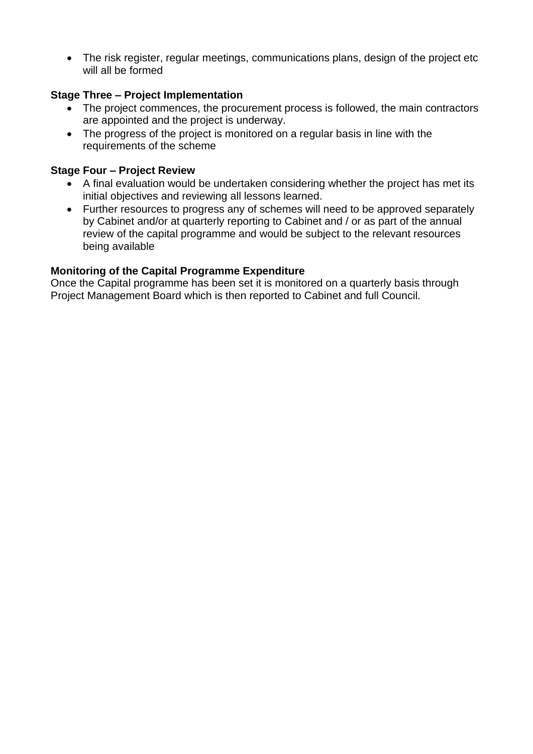- The risk register, regular meetings, communications plans, design of the project etc will all be formed

**Stage Three – Project Implementation**

- The project commences, the procurement process is followed, the main contractors are appointed and the project is underway.
- The progress of the project is monitored on a regular basis in line with the requirements of the scheme

**Stage Four – Project Review**

- A final evaluation would be undertaken considering whether the project has met its initial objectives and reviewing all lessons learned.
- Further resources to progress any of schemes will need to be approved separately by Cabinet and/or at quarterly reporting to Cabinet and / or as part of the annual review of the capital programme and would be subject to the relevant resources being available

**Monitoring of the Capital Programme Expenditure**

Once the Capital programme has been set it is monitored on a quarterly basis through Project Management Board which is then reported to Cabinet and full Council.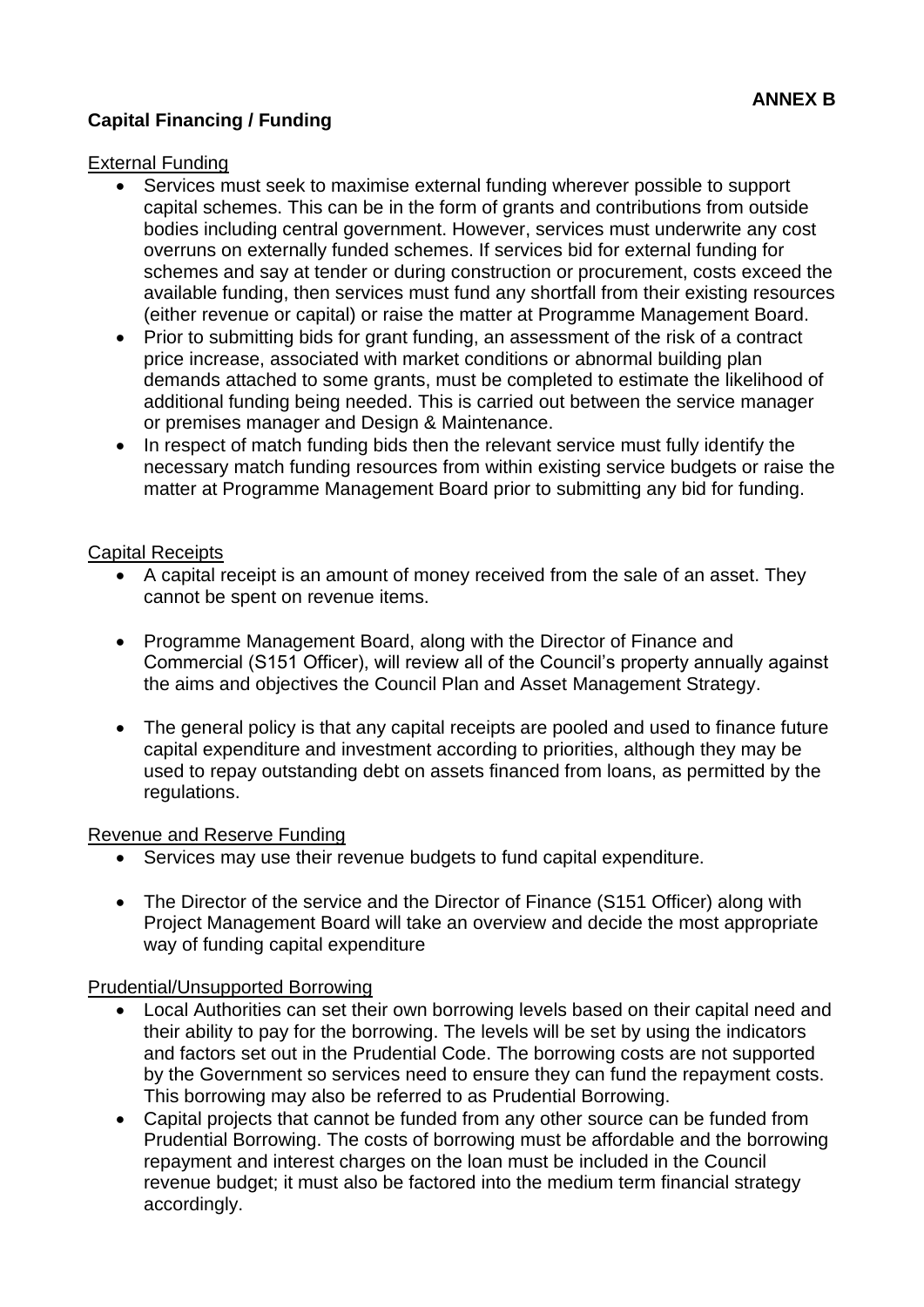**ANNEX B**

**Capital Financing / Funding**

External Funding

- Services must seek to maximise external funding wherever possible to support capital schemes. This can be in the form of grants and contributions from outside bodies including central government. However, services must underwrite any cost overruns on externally funded schemes. If services bid for external funding for schemes and say at tender or during construction or procurement, costs exceed the available funding, then services must fund any shortfall from their existing resources (either revenue or capital) or raise the matter at Programme Management Board.
- Prior to submitting bids for grant funding, an assessment of the risk of a contract price increase, associated with market conditions or abnormal building plan demands attached to some grants, must be completed to estimate the likelihood of additional funding being needed. This is carried out between the service manager or premises manager and Design & Maintenance.
- In respect of match funding bids then the relevant service must fully identify the necessary match funding resources from within existing service budgets or raise the matter at Programme Management Board prior to submitting any bid for funding.

Capital Receipts

- A capital receipt is an amount of money received from the sale of an asset. They cannot be spent on revenue items.
- Programme Management Board, along with the Director of Finance and Commercial (S151 Officer), will review all of the Council's property annually against the aims and objectives the Council Plan and Asset Management Strategy.
- The general policy is that any capital receipts are pooled and used to finance future capital expenditure and investment according to priorities, although they may be used to repay outstanding debt on assets financed from loans, as permitted by the regulations.

Revenue and Reserve Funding

- Services may use their revenue budgets to fund capital expenditure.
- The Director of the service and the Director of Finance (S151 Officer) along with Project Management Board will take an overview and decide the most appropriate way of funding capital expenditure

Prudential/Unsupported Borrowing

- Local Authorities can set their own borrowing levels based on their capital need and their ability to pay for the borrowing. The levels will be set by using the indicators and factors set out in the Prudential Code. The borrowing costs are not supported by the Government so services need to ensure they can fund the repayment costs. This borrowing may also be referred to as Prudential Borrowing.
- Capital projects that cannot be funded from any other source can be funded from Prudential Borrowing. The costs of borrowing must be affordable and the borrowing repayment and interest charges on the loan must be included in the Council revenue budget; it must also be factored into the medium term financial strategy accordingly.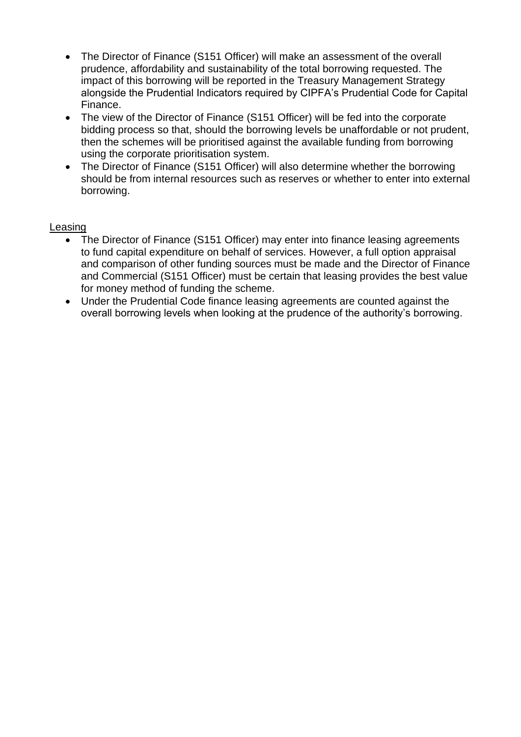- The Director of Finance (S151 Officer) will make an assessment of the overall prudence, affordability and sustainability of the total borrowing requested. The impact of this borrowing will be reported in the Treasury Management Strategy alongside the Prudential Indicators required by CIPFA's Prudential Code for Capital Finance.
- The view of the Director of Finance (S151 Officer) will be fed into the corporate bidding process so that, should the borrowing levels be unaffordable or not prudent, then the schemes will be prioritised against the available funding from borrowing using the corporate prioritisation system.
- The Director of Finance (S151 Officer) will also determine whether the borrowing should be from internal resources such as reserves or whether to enter into external borrowing.

<u>Leasing</u>

- The Director of Finance (S151 Officer) may enter into finance leasing agreements to fund capital expenditure on behalf of services. However, a full option appraisal and comparison of other funding sources must be made and the Director of Finance and Commercial (S151 Officer) must be certain that leasing provides the best value for money method of funding the scheme.
- Under the Prudential Code finance leasing agreements are counted against the overall borrowing levels when looking at the prudence of the authority's borrowing.